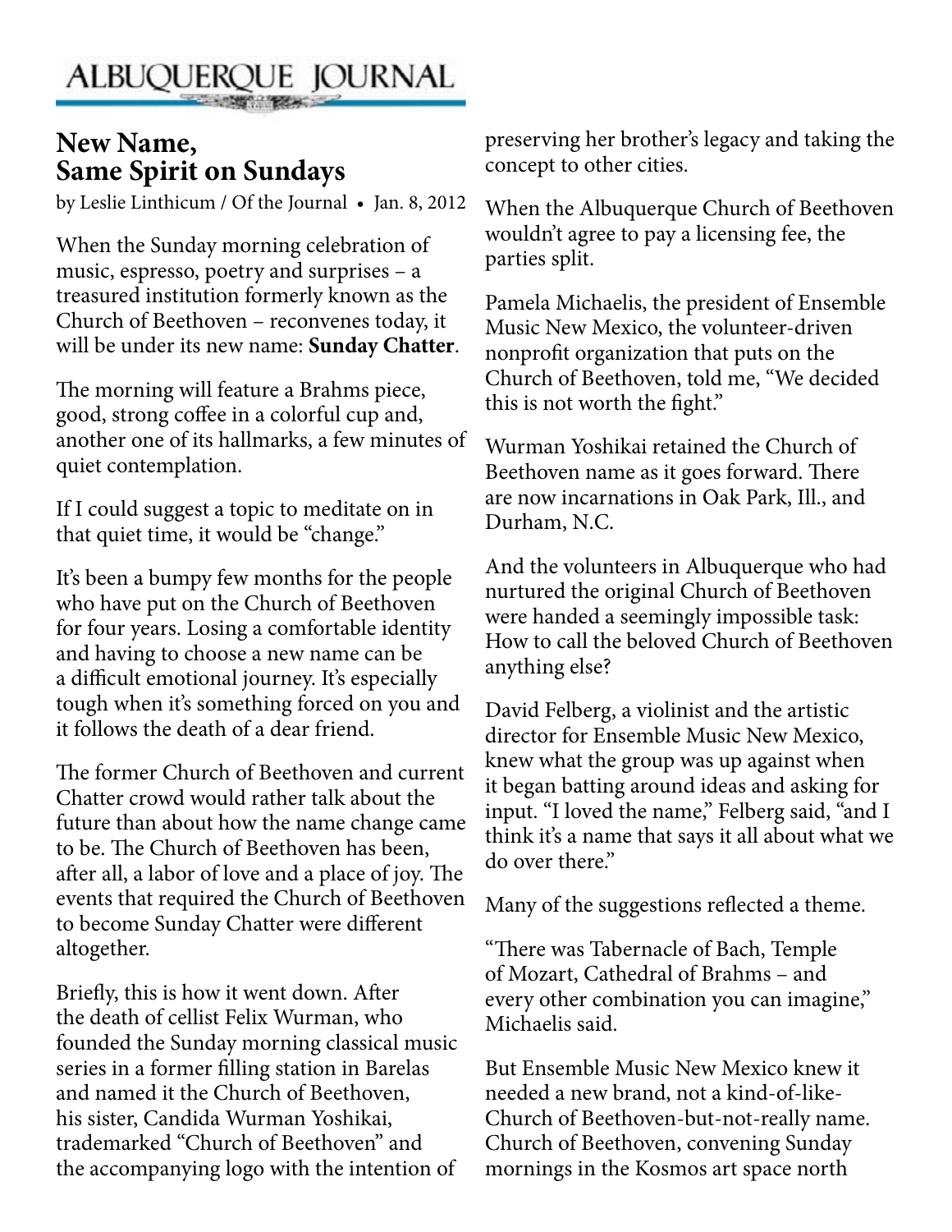ALBUQUERQUE JOURNAL

# New Name, Same Spirit on Sundays

by Leslie Linthicum / Of the Journal • Jan. 8, 2012

When the Sunday morning celebration of music, espresso, poetry and surprises – a treasured institution formerly known as the Church of Beethoven – reconvenes today, it will be under its new name: **Sunday Chatter**.

The morning will feature a Brahms piece, good, strong coffee in a colorful cup and, another one of its hallmarks, a few minutes of quiet contemplation.

If I could suggest a topic to meditate on in that quiet time, it would be "change."

It's been a bumpy few months for the people who have put on the Church of Beethoven for four years. Losing a comfortable identity and having to choose a new name can be a difficult emotional journey. It's especially tough when it's something forced on you and it follows the death of a dear friend.

The former Church of Beethoven and current Chatter crowd would rather talk about the future than about how the name change came to be. The Church of Beethoven has been, after all, a labor of love and a place of joy. The events that required the Church of Beethoven to become Sunday Chatter were different altogether.

Briefly, this is how it went down. After the death of cellist Felix Wurman, who founded the Sunday morning classical music series in a former filling station in Barelas and named it the Church of Beethoven, his sister, Candida Wurman Yoshikai, trademarked "Church of Beethoven" and the accompanying logo with the intention of preserving her brother's legacy and taking the concept to other cities.

When the Albuquerque Church of Beethoven wouldn't agree to pay a licensing fee, the parties split.

Pamela Michaelis, the president of Ensemble Music New Mexico, the volunteer-driven nonprofit organization that puts on the Church of Beethoven, told me, "We decided this is not worth the fight."

Wurman Yoshikai retained the Church of Beethoven name as it goes forward. There are now incarnations in Oak Park, Ill., and Durham, N.C.

And the volunteers in Albuquerque who had nurtured the original Church of Beethoven were handed a seemingly impossible task: How to call the beloved Church of Beethoven anything else?

David Felberg, a violinist and the artistic director for Ensemble Music New Mexico, knew what the group was up against when it began batting around ideas and asking for input. "I loved the name," Felberg said, "and I think it's a name that says it all about what we do over there."

Many of the suggestions reflected a theme.

"There was Tabernacle of Bach, Temple of Mozart, Cathedral of Brahms – and every other combination you can imagine," Michaelis said.

But Ensemble Music New Mexico knew it needed a new brand, not a kind-of-like-Church of Beethoven-but-not-really name. Church of Beethoven, convening Sunday mornings in the Kosmos art space north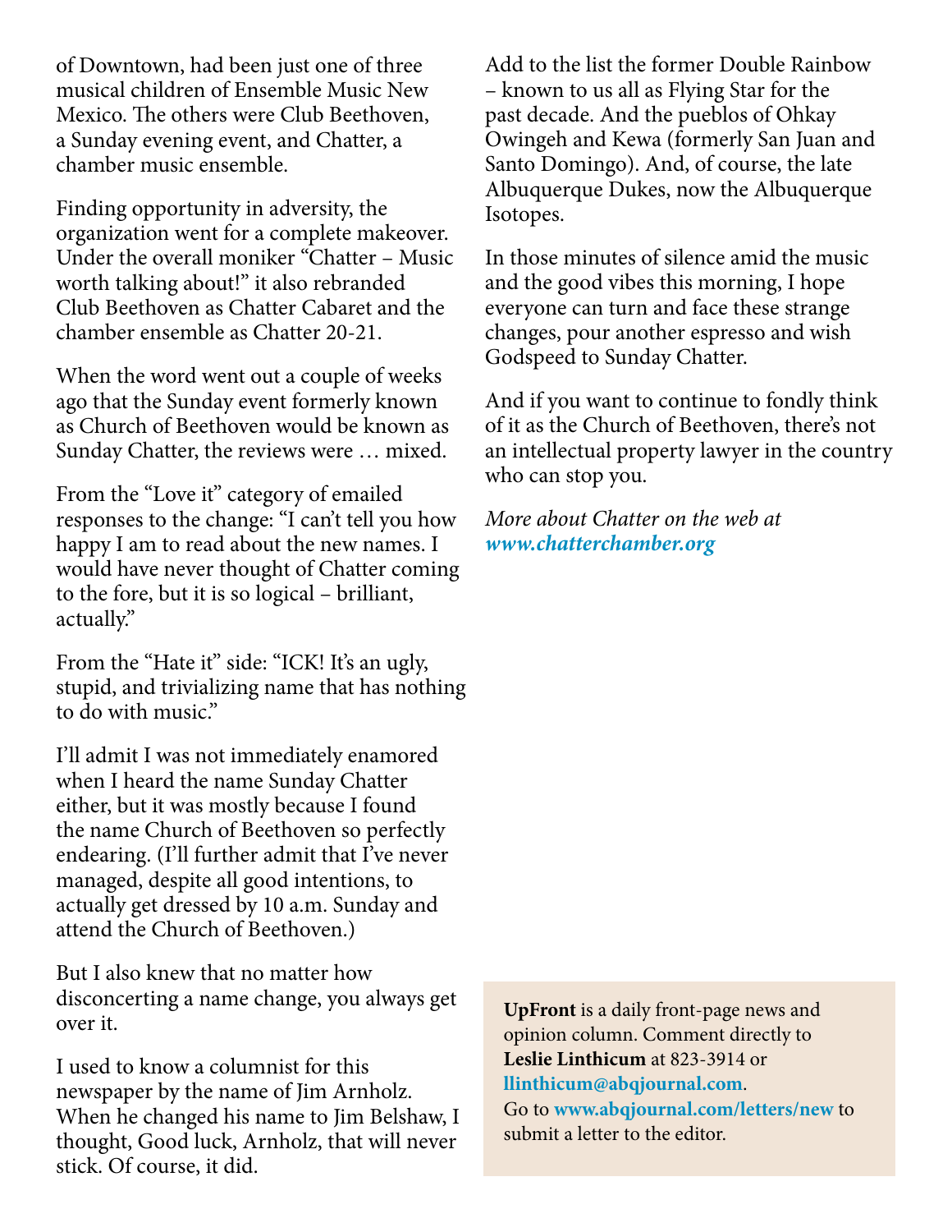of Downtown, had been just one of three musical children of Ensemble Music New Mexico. The others were Club Beethoven, a Sunday evening event, and Chatter, a chamber music ensemble.

Finding opportunity in adversity, the organization went for a complete makeover. Under the overall moniker "Chatter – Music worth talking about!" it also rebranded Club Beethoven as Chatter Cabaret and the chamber ensemble as Chatter 20-21.

When the word went out a couple of weeks ago that the Sunday event formerly known as Church of Beethoven would be known as Sunday Chatter, the reviews were … mixed.

From the "Love it" category of emailed responses to the change: "I can't tell you how happy I am to read about the new names. I would have never thought of Chatter coming to the fore, but it is so logical – brilliant, actually."

From the "Hate it" side: "ICK! It's an ugly, stupid, and trivializing name that has nothing to do with music."

I'll admit I was not immediately enamored when I heard the name Sunday Chatter either, but it was mostly because I found the name Church of Beethoven so perfectly endearing. (I'll further admit that I've never managed, despite all good intentions, to actually get dressed by 10 a.m. Sunday and attend the Church of Beethoven.)

But I also knew that no matter how disconcerting a name change, you always get over it.

I used to know a columnist for this newspaper by the name of Jim Arnholz. When he changed his name to Jim Belshaw, I thought, Good luck, Arnholz, that will never stick. Of course, it did.

Add to the list the former Double Rainbow – known to us all as Flying Star for the past decade. And the pueblos of Ohkay Owingeh and Kewa (formerly San Juan and Santo Domingo). And, of course, the late Albuquerque Dukes, now the Albuquerque Isotopes.

In those minutes of silence amid the music and the good vibes this morning, I hope everyone can turn and face these strange changes, pour another espresso and wish Godspeed to Sunday Chatter.

And if you want to continue to fondly think of it as the Church of Beethoven, there's not an intellectual property lawyer in the country who can stop you.

*More about Chatter on the web at* ***www.chatterchamber.org***

**UpFront** is a daily front-page news and opinion column. Comment directly to **Leslie Linthicum** at 823-3914 or **llinthicum@abqjournal.com**. Go to **www.abqjournal.com/letters/new** to submit a letter to the editor.